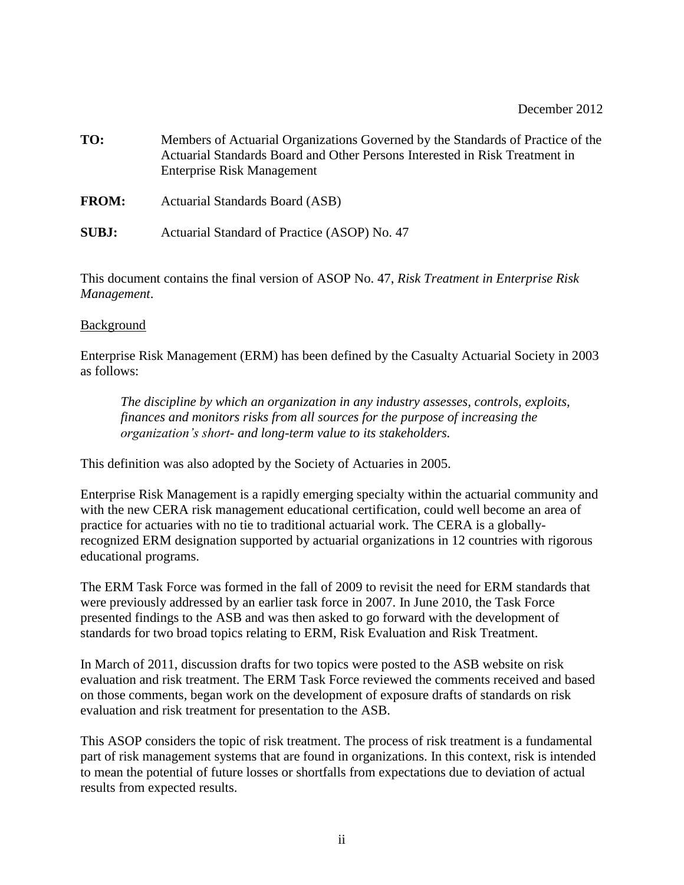December 2012

**TO:** Members of Actuarial Organizations Governed by the Standards of Practice of the Actuarial Standards Board and Other Persons Interested in Risk Treatment in Enterprise Risk Management

**FROM:** Actuarial Standards Board (ASB)

**SUBJ:** Actuarial Standard of Practice (ASOP) No. 47

This document contains the final version of ASOP No. 47, *Risk Treatment in Enterprise Risk Management*.

Background

Enterprise Risk Management (ERM) has been defined by the Casualty Actuarial Society in 2003 as follows:

> *The discipline by which an organization in any industry assesses, controls, exploits, finances and monitors risks from all sources for the purpose of increasing the organization's short- and long-term value to its stakeholders.*

This definition was also adopted by the Society of Actuaries in 2005.

Enterprise Risk Management is a rapidly emerging specialty within the actuarial community and with the new CERA risk management educational certification, could well become an area of practice for actuaries with no tie to traditional actuarial work. The CERA is a globally-recognized ERM designation supported by actuarial organizations in 12 countries with rigorous educational programs.

The ERM Task Force was formed in the fall of 2009 to revisit the need for ERM standards that were previously addressed by an earlier task force in 2007. In June 2010, the Task Force presented findings to the ASB and was then asked to go forward with the development of standards for two broad topics relating to ERM, Risk Evaluation and Risk Treatment.

In March of 2011, discussion drafts for two topics were posted to the ASB website on risk evaluation and risk treatment. The ERM Task Force reviewed the comments received and based on those comments, began work on the development of exposure drafts of standards on risk evaluation and risk treatment for presentation to the ASB.

This ASOP considers the topic of risk treatment. The process of risk treatment is a fundamental part of risk management systems that are found in organizations. In this context, risk is intended to mean the potential of future losses or shortfalls from expectations due to deviation of actual results from expected results.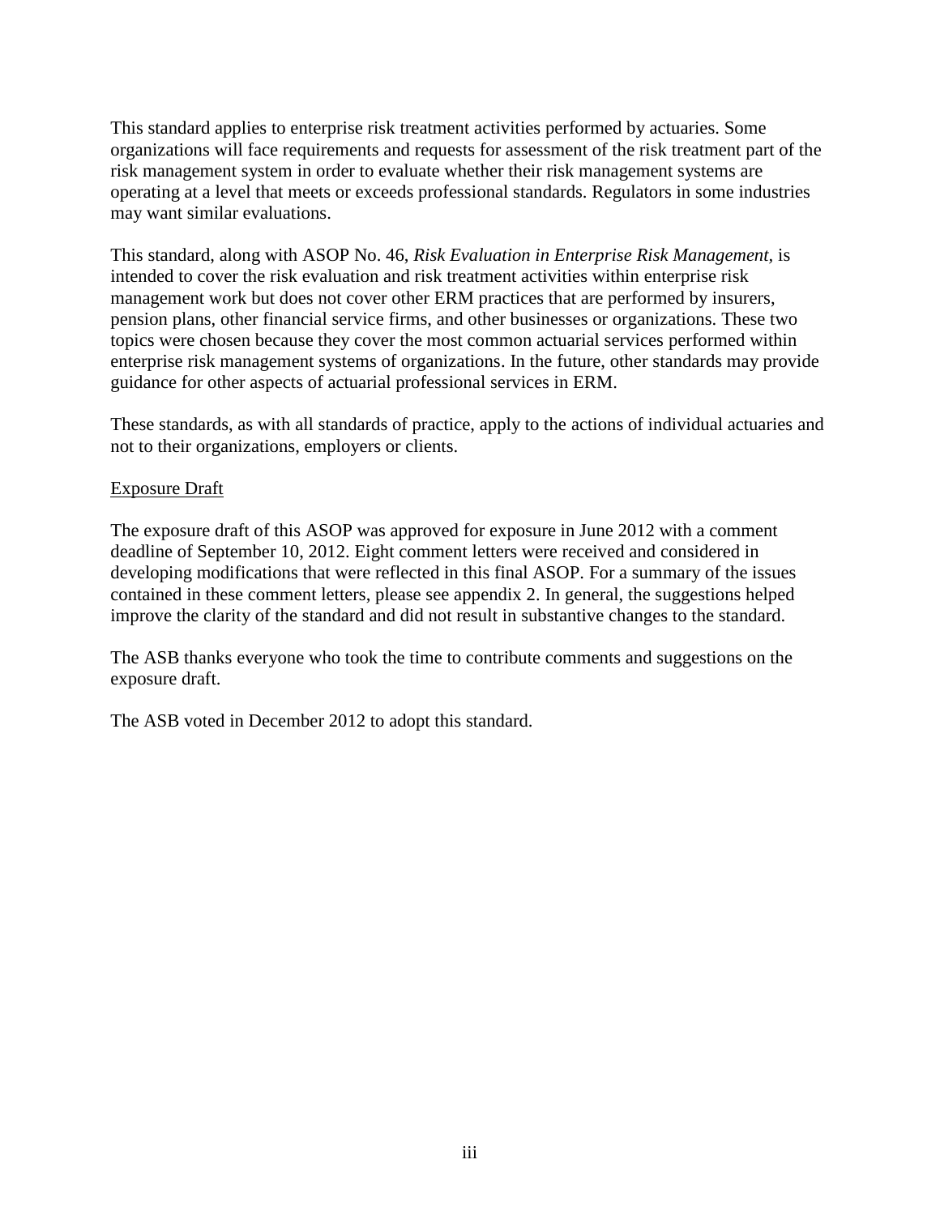This standard applies to enterprise risk treatment activities performed by actuaries. Some organizations will face requirements and requests for assessment of the risk treatment part of the risk management system in order to evaluate whether their risk management systems are operating at a level that meets or exceeds professional standards. Regulators in some industries may want similar evaluations.

This standard, along with ASOP No. 46, *Risk Evaluation in Enterprise Risk Management*, is intended to cover the risk evaluation and risk treatment activities within enterprise risk management work but does not cover other ERM practices that are performed by insurers, pension plans, other financial service firms, and other businesses or organizations. These two topics were chosen because they cover the most common actuarial services performed within enterprise risk management systems of organizations. In the future, other standards may provide guidance for other aspects of actuarial professional services in ERM.

These standards, as with all standards of practice, apply to the actions of individual actuaries and not to their organizations, employers or clients.

<u>Exposure Draft</u>

The exposure draft of this ASOP was approved for exposure in June 2012 with a comment deadline of September 10, 2012. Eight comment letters were received and considered in developing modifications that were reflected in this final ASOP. For a summary of the issues contained in these comment letters, please see appendix 2. In general, the suggestions helped improve the clarity of the standard and did not result in substantive changes to the standard.

The ASB thanks everyone who took the time to contribute comments and suggestions on the exposure draft.

The ASB voted in December 2012 to adopt this standard.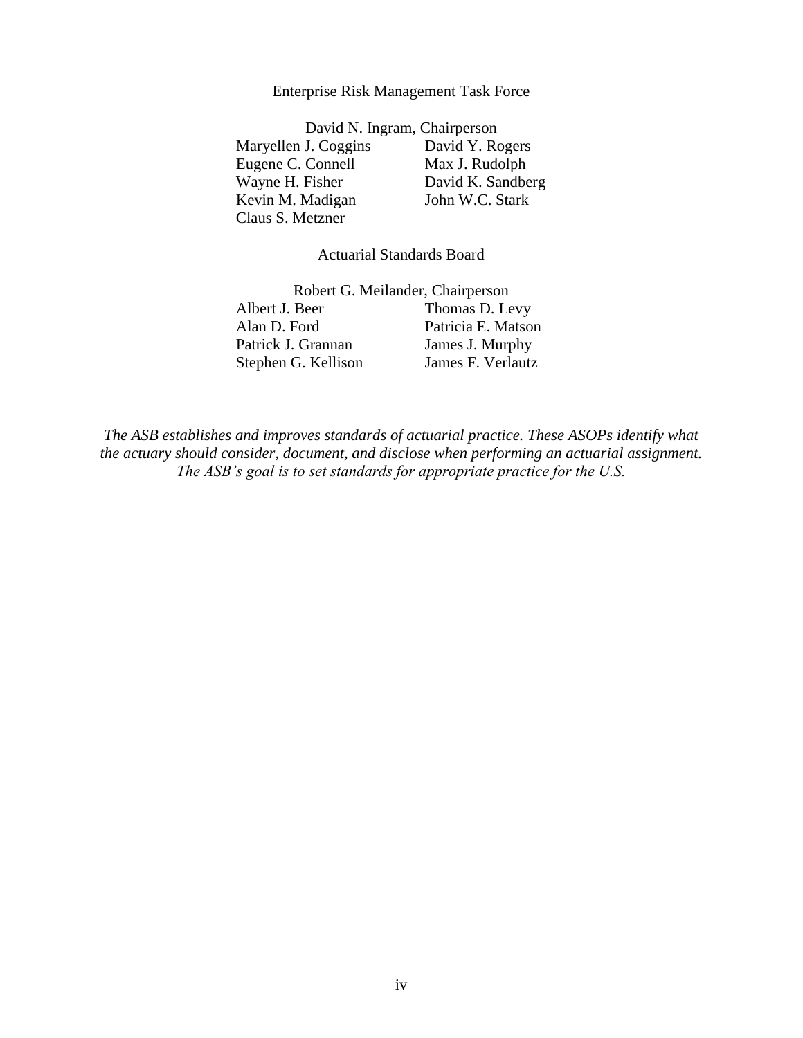Enterprise Risk Management Task Force

David N. Ingram, Chairperson

| | |
|---|---|
| Maryellen J. Coggins | David Y. Rogers |
| Eugene C. Connell | Max J. Rudolph |
| Wayne H. Fisher | David K. Sandberg |
| Kevin M. Madigan | John W.C. Stark |
| Claus S. Metzner | |

Actuarial Standards Board

Robert G. Meilander, Chairperson

| | |
|---|---|
| Albert J. Beer | Thomas D. Levy |
| Alan D. Ford | Patricia E. Matson |
| Patrick J. Grannan | James J. Murphy |
| Stephen G. Kellison | James F. Verlautz |

*The ASB establishes and improves standards of actuarial practice. These ASOPs identify what the actuary should consider, document, and disclose when performing an actuarial assignment. The ASB's goal is to set standards for appropriate practice for the U.S.*